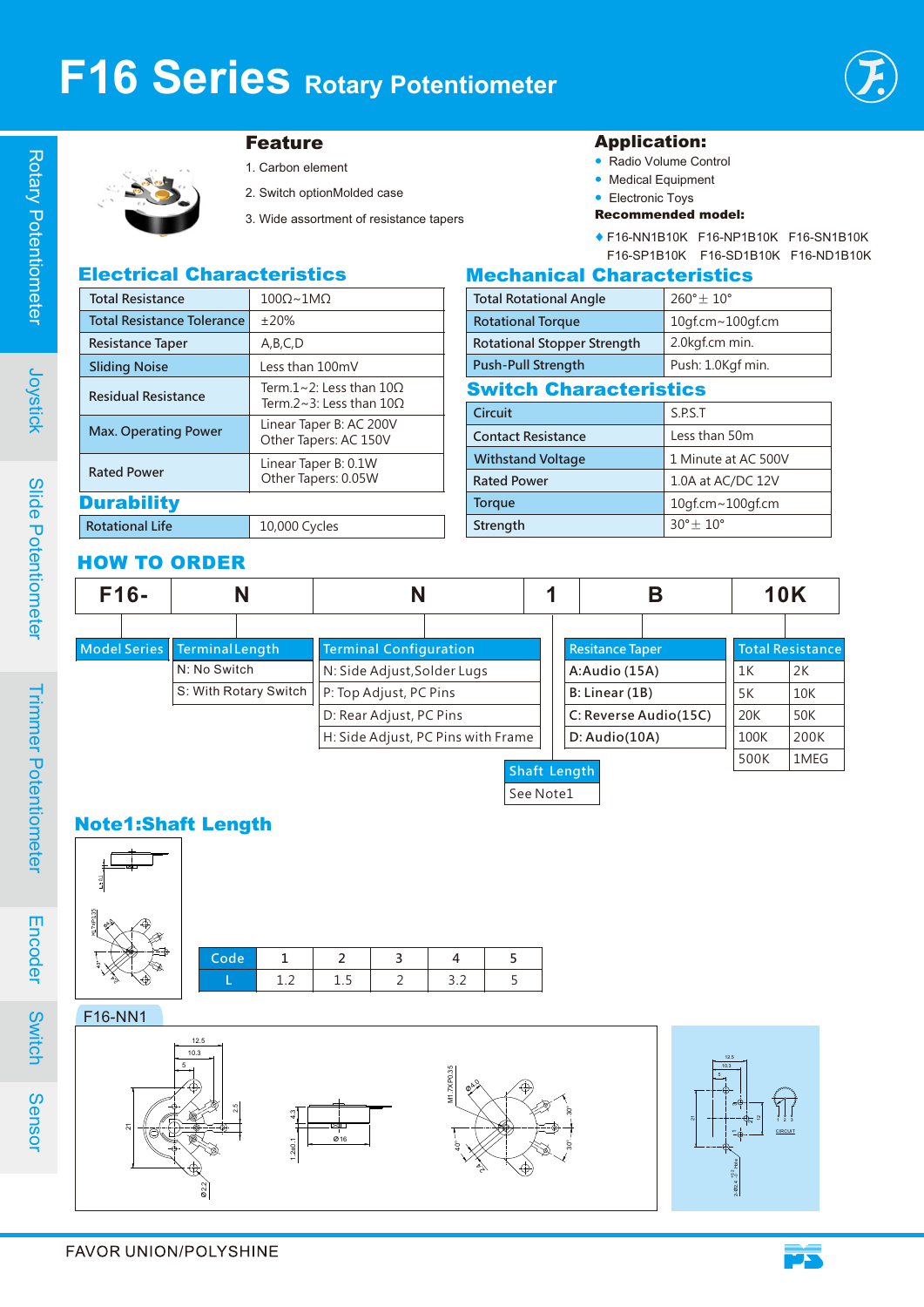# F16 Series Rotary Potentiometer

## Feature

1. Carbon element
2. Switch optionMolded case
3. Wide assortment of resistance tapers

## Application:

- Radio Volume Control
- Medical Equipment
- Electronic Toys

**Recommended model:**

♦ F16-NN1B10K F16-NP1B10K F16-SN1B10K F16-SP1B10K F16-SD1B10K F16-ND1B10K

## Electrical Characteristics

| | |
|---|---|
| Total Resistance | 100Ω~1MΩ |
| Total Resistance Tolerance | ±20% |
| Resistance Taper | A,B,C,D |
| Sliding Noise | Less than 100mV |
| Residual Resistance | Term.1~2: Less than 10Ω<br>Term.2~3: Less than 10Ω |
| Max. Operating Power | Linear Taper B: AC 200V<br>Other Tapers: AC 150V |
| Rated Power | Linear Taper B: 0.1W<br>Other Tapers: 0.05W |

## Durability

| | |
|---|---|
| Rotational Life | 10,000 Cycles |

## Mechanical Characteristics

| | |
|---|---|
| Total Rotational Angle | 260°± 10° |
| Rotational Torque | 10gf.cm~100gf.cm |
| Rotational Stopper Strength | 2.0kgf.cm min. |
| Push-Pull Strength | Push: 1.0Kgf min. |

## Switch Characteristics

| | |
|---|---|
| Circuit | S.P.S.T |
| Contact Resistance | Less than 50m |
| Withstand Voltage | 1 Minute at AC 500V |
| Rated Power | 1.0A at AC/DC 12V |
| Torque | 10gf.cm~100gf.cm |
| Strength | 30°± 10° |

## HOW TO ORDER

| F16- | N | N | 1 | B | 10K |
|---|---|---|---|---|---|
| Model Series | Terminal Length | Terminal Configuration | Shaft Length | Resitance Taper | Total Resistance |

**Terminal Length**
- N: No Switch
- S: With Rotary Switch

**Terminal Configuration**
- N: Side Adjust,Solder Lugs
- P: Top Adjust, PC Pins
- D: Rear Adjust, PC Pins
- H: Side Adjust, PC Pins with Frame

**Shaft Length**
- See Note1

**Resitance Taper**
- A:Audio (15A)
- B: Linear (1B)
- C: Reverse Audio(15C)
- D: Audio(10A)

**Total Resistance**

| | |
|---|---|
| 1K | 2K |
| 5K | 10K |
| 20K | 50K |
| 100K | 200K |
| 500K | 1MEG |

## Note1:Shaft Length

| Code | 1 | 2 | 3 | 4 | 5 |
|---|---|---|---|---|---|
| L | 1.2 | 1.5 | 2 | 3.2 | 5 |

F16-NN1

FAVOR UNION/POLYSHINE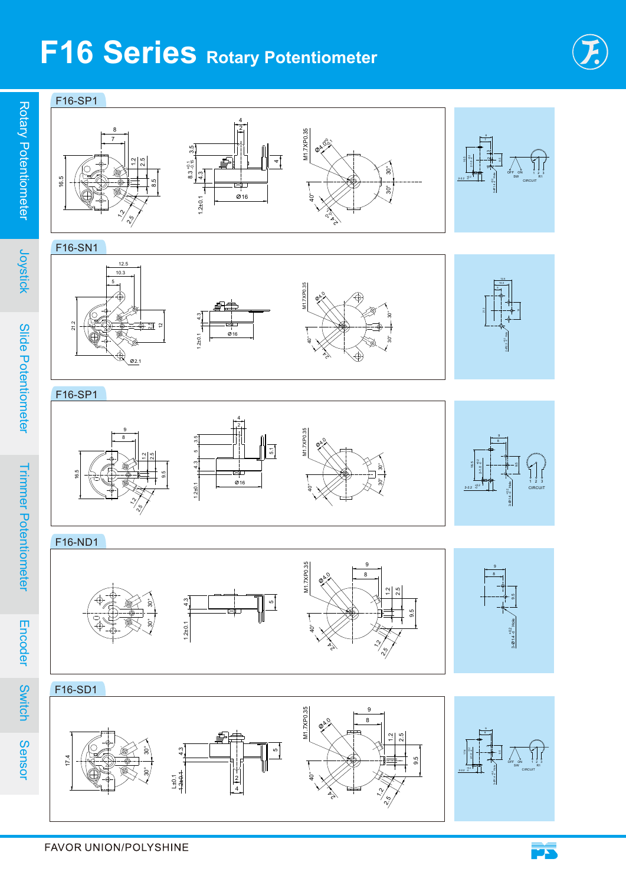# F16 Series Rotary Potentiometer

## F16-SP1

8
7
16.5
1.2
2.5
8.5
1.2
2.5
4
2
3.5
8.3 +0.1 -0.15
4.3
1.2±0.1
Ø16
4
M1.7XP0.35
Ø4.0
30°
30°
40°
2.4

## F16-SN1

12.5
10.3
5
21.2
12
Ø2.1
4.3
1.2±0.1
Ø16
M1.7XP0.35
Ø4.0
30°
30°
40°
2.4

## F16-SP1

9
8
16.5
1.2
2.5
9.5
1.2
2.5
4
2
3.5
5
4.3
1.2±0.1
Ø16
5.1
M1.7XP0.35
Ø4.0
30°
30°
40°
2.4

## F16-ND1

30°
30°
4.3
1.2±0.1
5
M1.7XP0.35
Ø4.0
9
8
1.2
2.5
9.5
40°
2.4
1.2
2.5

## F16-SD1

17.4
30°
30°
4.3
L±0.1
1.2±0.1
2
4
5
M1.7XP0.35
Ø4.0
9
8
1.2
2.5
9.5
40°
2.4
1.2
2.5

FAVOR UNION/POLYSHINE